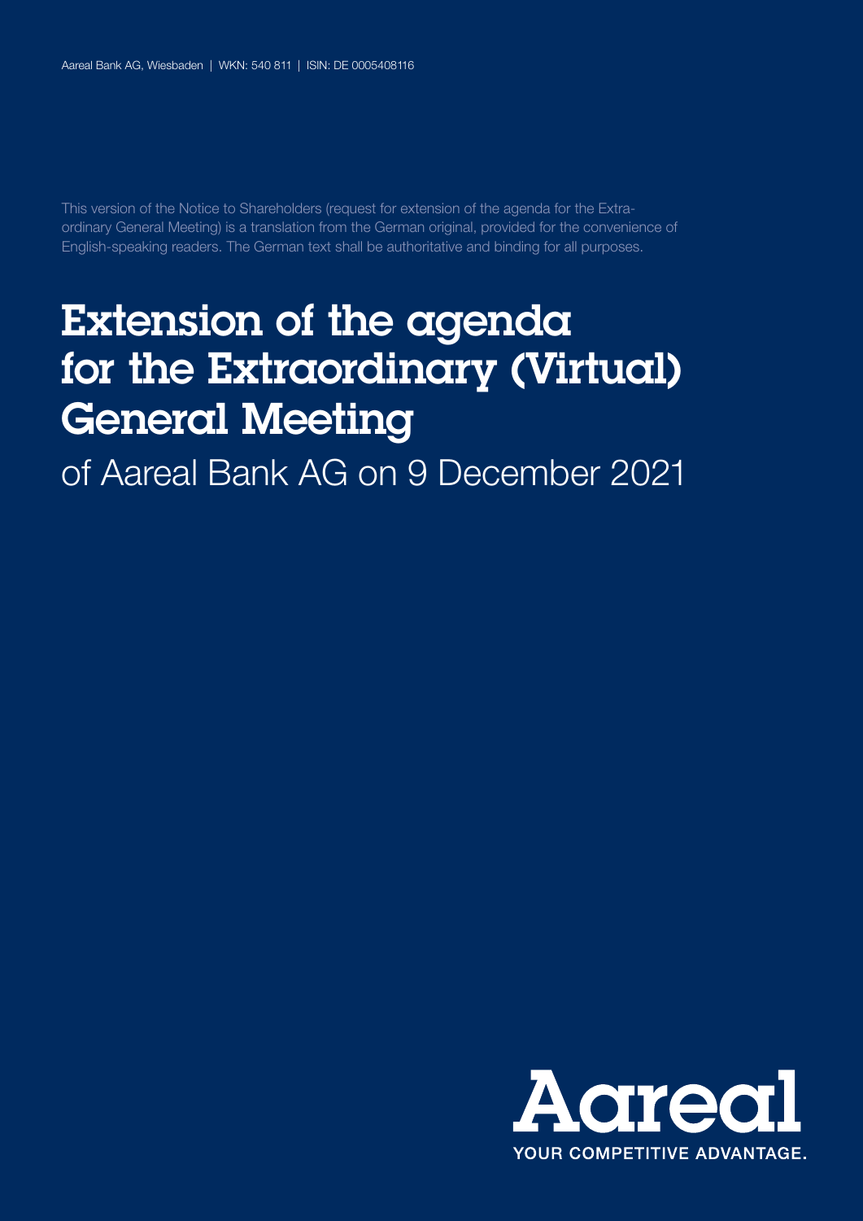Aareal Bank AG, Wiesbaden | WKN: 540 811 | ISIN: DE 0005408116

This version of the Notice to Shareholders (request for extension of the agenda for the Extraordinary General Meeting) is a translation from the German original, provided for the convenience of English-speaking readers. The German text shall be authoritative and binding for all purposes.

# Extension of the agenda for the Extraordinary (Virtual) General Meeting

of Aareal Bank AG on 9 December 2021

Aareal
YOUR COMPETITIVE ADVANTAGE.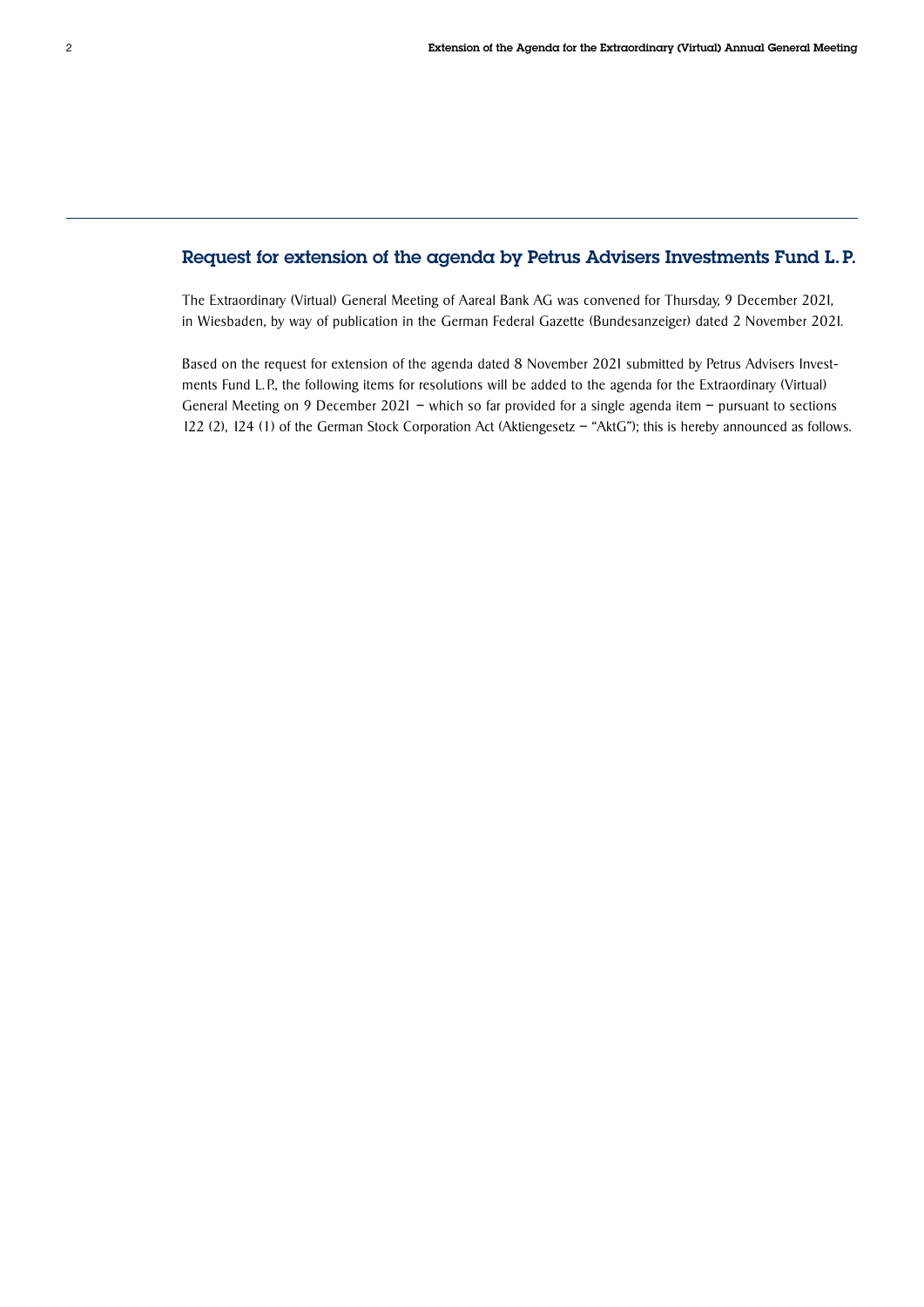## Request for extension of the agenda by Petrus Advisers Investments Fund L. P.

The Extraordinary (Virtual) General Meeting of Aareal Bank AG was convened for Thursday, 9 December 2021, in Wiesbaden, by way of publication in the German Federal Gazette (Bundesanzeiger) dated 2 November 2021.

Based on the request for extension of the agenda dated 8 November 2021 submitted by Petrus Advisers Investments Fund L. P., the following items for resolutions will be added to the agenda for the Extraordinary (Virtual) General Meeting on 9 December 2021 – which so far provided for a single agenda item – pursuant to sections 122 (2), 124 (1) of the German Stock Corporation Act (Aktiengesetz – "AktG"); this is hereby announced as follows.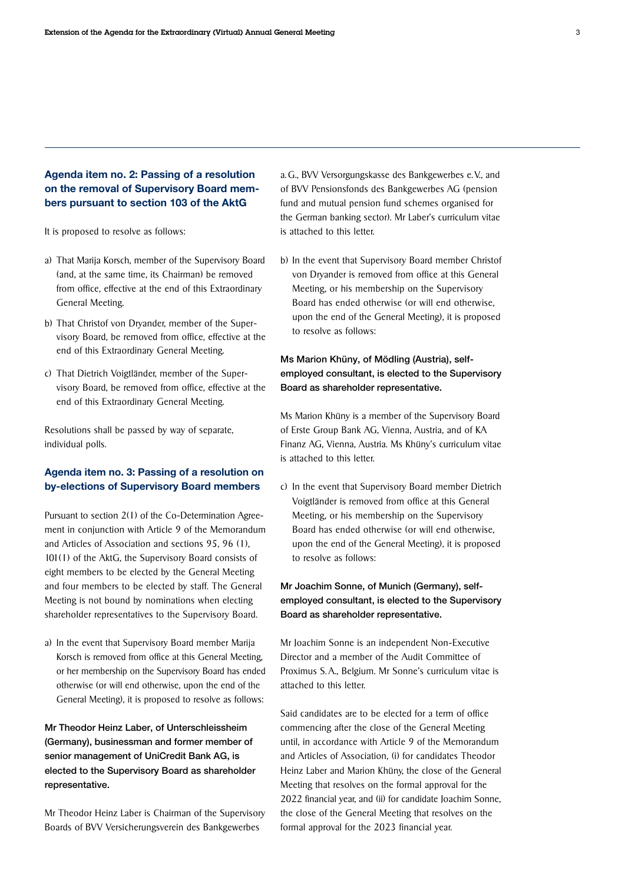## Agenda item no. 2: Passing of a resolution on the removal of Supervisory Board members pursuant to section 103 of the AktG

It is proposed to resolve as follows:

a) That Marija Korsch, member of the Supervisory Board (and, at the same time, its Chairman) be removed from office, effective at the end of this Extraordinary General Meeting.

b) That Christof von Dryander, member of the Supervisory Board, be removed from office, effective at the end of this Extraordinary General Meeting.

c) That Dietrich Voigtländer, member of the Supervisory Board, be removed from office, effective at the end of this Extraordinary General Meeting.

Resolutions shall be passed by way of separate, individual polls.

## Agenda item no. 3: Passing of a resolution on by-elections of Supervisory Board members

Pursuant to section 2(1) of the Co-Determination Agreement in conjunction with Article 9 of the Memorandum and Articles of Association and sections 95, 96 (1), 101(1) of the AktG, the Supervisory Board consists of eight members to be elected by the General Meeting and four members to be elected by staff. The General Meeting is not bound by nominations when electing shareholder representatives to the Supervisory Board.

a) In the event that Supervisory Board member Marija Korsch is removed from office at this General Meeting, or her membership on the Supervisory Board has ended otherwise (or will end otherwise, upon the end of the General Meeting), it is proposed to resolve as follows:

**Mr Theodor Heinz Laber, of Unterschleissheim (Germany), businessman and former member of senior management of UniCredit Bank AG, is elected to the Supervisory Board as shareholder representative.**

Mr Theodor Heinz Laber is Chairman of the Supervisory Boards of BVV Versicherungsverein des Bankgewerbes a.G., BVV Versorgungskasse des Bankgewerbes e.V., and of BVV Pensionsfonds des Bankgewerbes AG (pension fund and mutual pension fund schemes organised for the German banking sector). Mr Laber's curriculum vitae is attached to this letter.

b) In the event that Supervisory Board member Christof von Dryander is removed from office at this General Meeting, or his membership on the Supervisory Board has ended otherwise (or will end otherwise, upon the end of the General Meeting), it is proposed to resolve as follows:

**Ms Marion Khüny, of Mödling (Austria), self-employed consultant, is elected to the Supervisory Board as shareholder representative.**

Ms Marion Khüny is a member of the Supervisory Board of Erste Group Bank AG, Vienna, Austria, and of KA Finanz AG, Vienna, Austria. Ms Khüny's curriculum vitae is attached to this letter.

c) In the event that Supervisory Board member Dietrich Voigtländer is removed from office at this General Meeting, or his membership on the Supervisory Board has ended otherwise (or will end otherwise, upon the end of the General Meeting), it is proposed to resolve as follows:

**Mr Joachim Sonne, of Munich (Germany), self-employed consultant, is elected to the Supervisory Board as shareholder representative.**

Mr Joachim Sonne is an independent Non-Executive Director and a member of the Audit Committee of Proximus S.A., Belgium. Mr Sonne's curriculum vitae is attached to this letter.

Said candidates are to be elected for a term of office commencing after the close of the General Meeting until, in accordance with Article 9 of the Memorandum and Articles of Association, (i) for candidates Theodor Heinz Laber and Marion Khüny, the close of the General Meeting that resolves on the formal approval for the 2022 financial year, and (ii) for candidate Joachim Sonne, the close of the General Meeting that resolves on the formal approval for the 2023 financial year.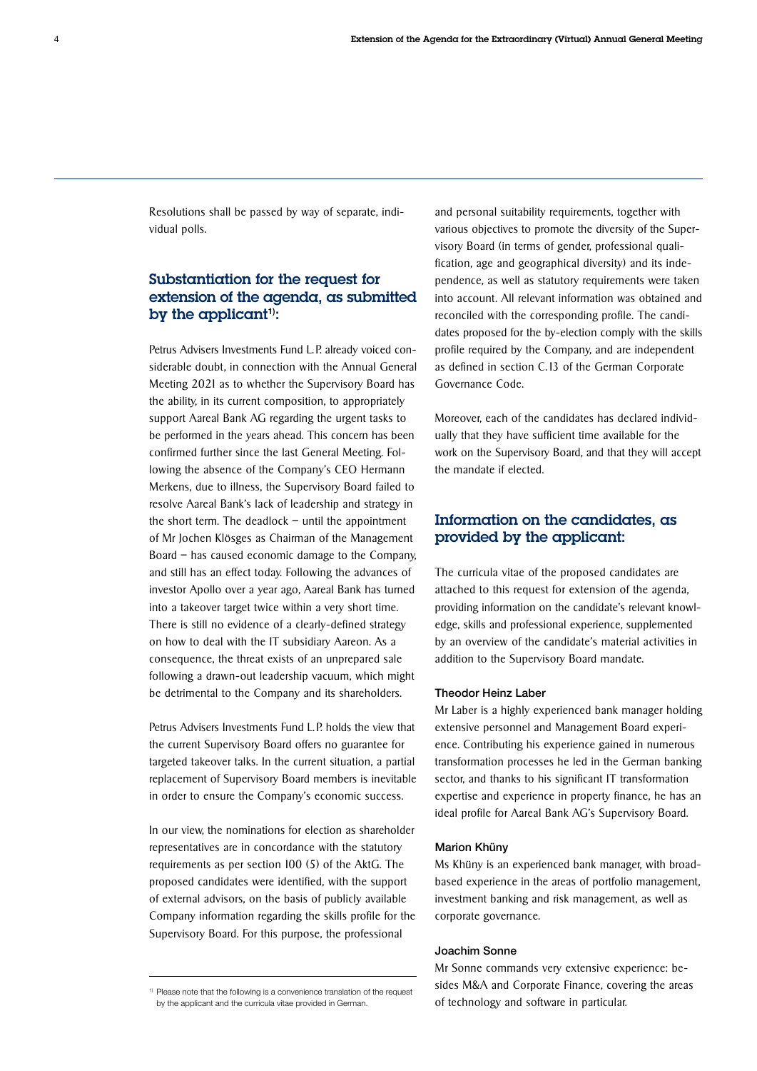Resolutions shall be passed by way of separate, individual polls.

## Substantiation for the request for extension of the agenda, as submitted by the applicant[1]:

Petrus Advisers Investments Fund L.P. already voiced considerable doubt, in connection with the Annual General Meeting 2021 as to whether the Supervisory Board has the ability, in its current composition, to appropriately support Aareal Bank AG regarding the urgent tasks to be performed in the years ahead. This concern has been confirmed further since the last General Meeting. Following the absence of the Company's CEO Hermann Merkens, due to illness, the Supervisory Board failed to resolve Aareal Bank's lack of leadership and strategy in the short term. The deadlock – until the appointment of Mr Jochen Klösges as Chairman of the Management Board – has caused economic damage to the Company, and still has an effect today. Following the advances of investor Apollo over a year ago, Aareal Bank has turned into a takeover target twice within a very short time. There is still no evidence of a clearly-defined strategy on how to deal with the IT subsidiary Aareon. As a consequence, the threat exists of an unprepared sale following a drawn-out leadership vacuum, which might be detrimental to the Company and its shareholders.

Petrus Advisers Investments Fund L.P. holds the view that the current Supervisory Board offers no guarantee for targeted takeover talks. In the current situation, a partial replacement of Supervisory Board members is inevitable in order to ensure the Company's economic success.

In our view, the nominations for election as shareholder representatives are in concordance with the statutory requirements as per section 100 (5) of the AktG. The proposed candidates were identified, with the support of external advisors, on the basis of publicly available Company information regarding the skills profile for the Supervisory Board. For this purpose, the professional and personal suitability requirements, together with various objectives to promote the diversity of the Supervisory Board (in terms of gender, professional qualification, age and geographical diversity) and its independence, as well as statutory requirements were taken into account. All relevant information was obtained and reconciled with the corresponding profile. The candidates proposed for the by-election comply with the skills profile required by the Company, and are independent as defined in section C.13 of the German Corporate Governance Code.

Moreover, each of the candidates has declared individually that they have sufficient time available for the work on the Supervisory Board, and that they will accept the mandate if elected.

[1] Please note that the following is a convenience translation of the request by the applicant and the curricula vitae provided in German.

## Information on the candidates, as provided by the applicant:

The curricula vitae of the proposed candidates are attached to this request for extension of the agenda, providing information on the candidate's relevant knowledge, skills and professional experience, supplemented by an overview of the candidate's material activities in addition to the Supervisory Board mandate.

### Theodor Heinz Laber

Mr Laber is a highly experienced bank manager holding extensive personnel and Management Board experience. Contributing his experience gained in numerous transformation processes he led in the German banking sector, and thanks to his significant IT transformation expertise and experience in property finance, he has an ideal profile for Aareal Bank AG's Supervisory Board.

### Marion Khüny

Ms Khüny is an experienced bank manager, with broad-based experience in the areas of portfolio management, investment banking and risk management, as well as corporate governance.

### Joachim Sonne

Mr Sonne commands very extensive experience: besides M&A and Corporate Finance, covering the areas of technology and software in particular.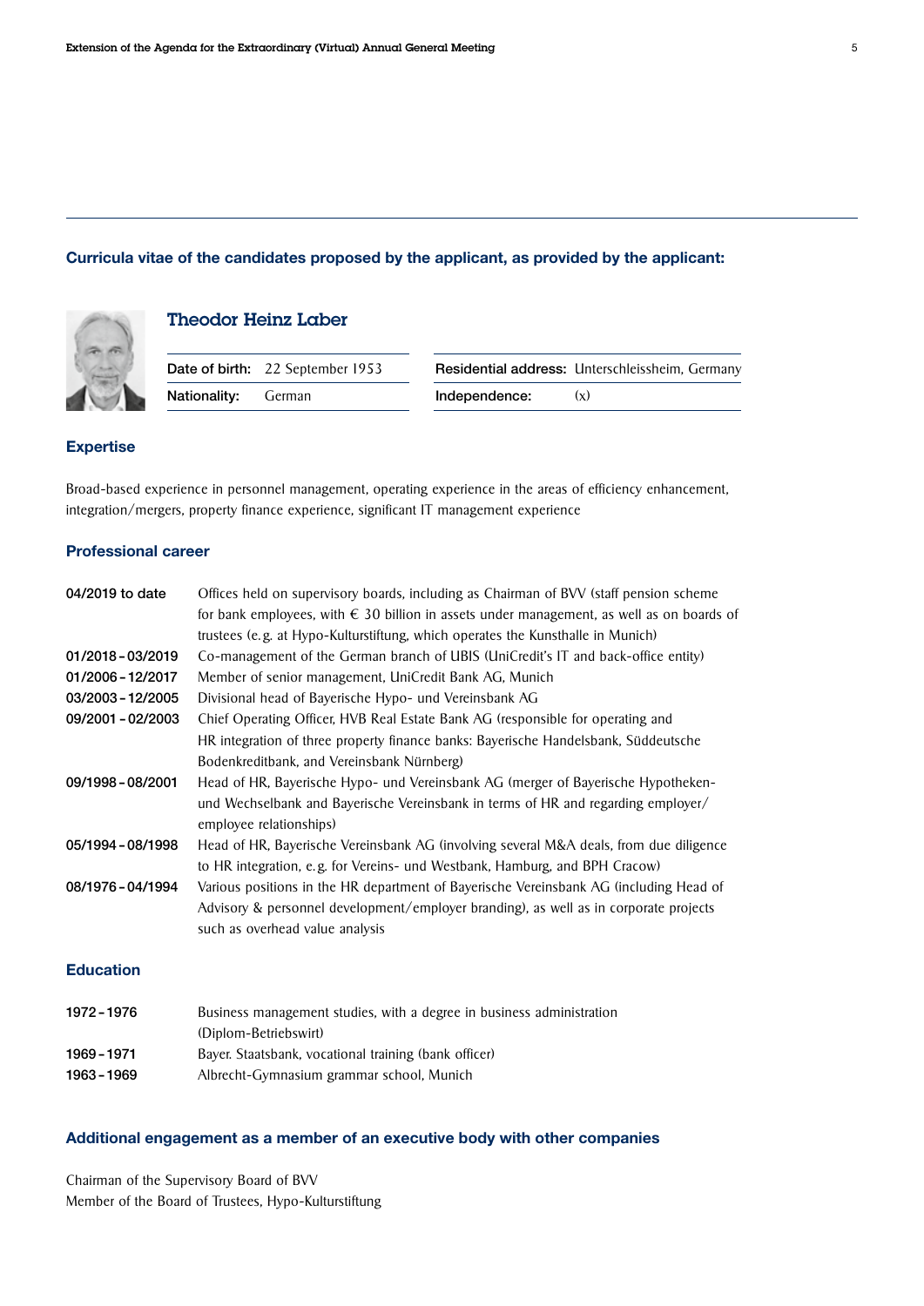## Curricula vitae of the candidates proposed by the applicant, as provided by the applicant:

### Theodor Heinz Laber

| | | | |
|---|---|---|---|
| **Date of birth:** | 22 September 1953 | **Residential address:** | Unterschleissheim, Germany |
| **Nationality:** | German | **Independence:** | (x) |

### Expertise

Broad-based experience in personnel management, operating experience in the areas of efficiency enhancement, integration/mergers, property finance experience, significant IT management experience

### Professional career

| | |
|---|---|
| **04/2019 to date** | Offices held on supervisory boards, including as Chairman of BVV (staff pension scheme for bank employees, with € 30 billion in assets under management, as well as on boards of trustees (e. g. at Hypo-Kulturstiftung, which operates the Kunsthalle in Munich) |
| **01/2018 - 03/2019** | Co-management of the German branch of UBIS (UniCredit's IT and back-office entity) |
| **01/2006 - 12/2017** | Member of senior management, UniCredit Bank AG, Munich |
| **03/2003 - 12/2005** | Divisional head of Bayerische Hypo- und Vereinsbank AG |
| **09/2001 - 02/2003** | Chief Operating Officer, HVB Real Estate Bank AG (responsible for operating and HR integration of three property finance banks: Bayerische Handelsbank, Süddeutsche Bodenkreditbank, and Vereinsbank Nürnberg) |
| **09/1998 - 08/2001** | Head of HR, Bayerische Hypo- und Vereinsbank AG (merger of Bayerische Hypotheken- und Wechselbank and Bayerische Vereinsbank in terms of HR and regarding employer/ employee relationships) |
| **05/1994 - 08/1998** | Head of HR, Bayerische Vereinsbank AG (involving several M&A deals, from due diligence to HR integration, e. g. for Vereins- und Westbank, Hamburg, and BPH Cracow) |
| **08/1976 - 04/1994** | Various positions in the HR department of Bayerische Vereinsbank AG (including Head of Advisory & personnel development/employer branding), as well as in corporate projects such as overhead value analysis |

### Education

| | |
|---|---|
| **1972 - 1976** | Business management studies, with a degree in business administration (Diplom-Betriebswirt) |
| **1969 - 1971** | Bayer. Staatsbank, vocational training (bank officer) |
| **1963 - 1969** | Albrecht-Gymnasium grammar school, Munich |

### Additional engagement as a member of an executive body with other companies

Chairman of the Supervisory Board of BVV
Member of the Board of Trustees, Hypo-Kulturstiftung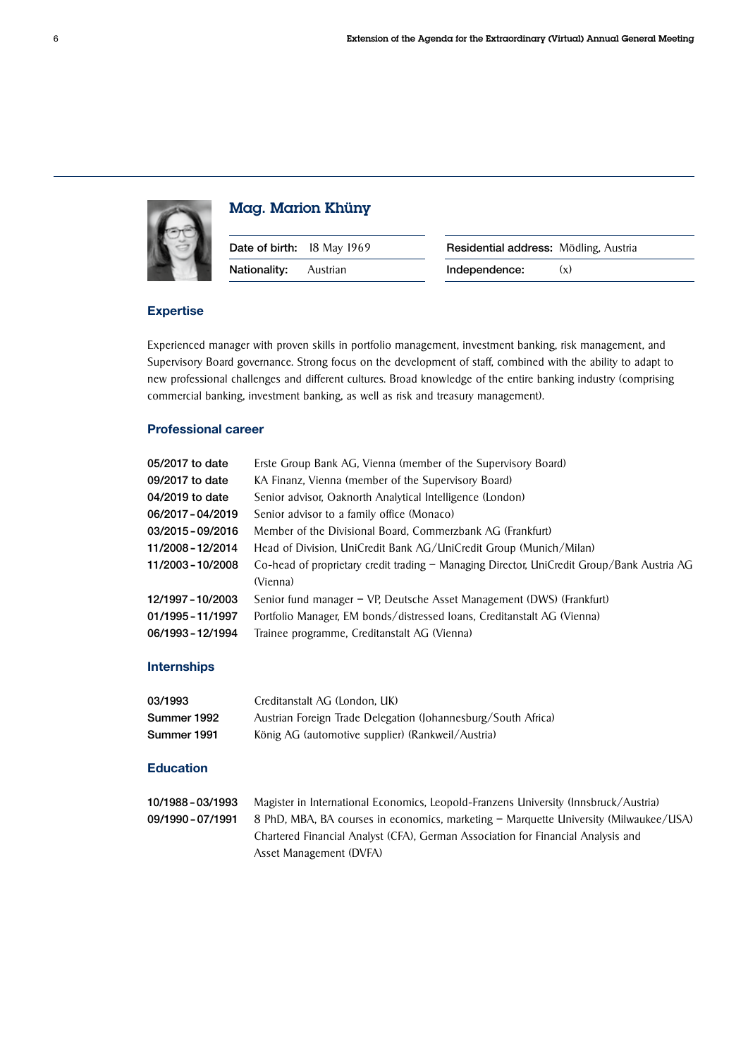## Mag. Marion Khüny

| Date of birth: | 18 May 1969 | Residential address: | Mödling, Austria |
|---|---|---|---|
| Nationality: | Austrian | Independence: | (x) |

### Expertise

Experienced manager with proven skills in portfolio management, investment banking, risk management, and Supervisory Board governance. Strong focus on the development of staff, combined with the ability to adapt to new professional challenges and different cultures. Broad knowledge of the entire banking industry (comprising commercial banking, investment banking, as well as risk and treasury management).

### Professional career

| | |
|---|---|
| **05/2017 to date** | Erste Group Bank AG, Vienna (member of the Supervisory Board) |
| **09/2017 to date** | KA Finanz, Vienna (member of the Supervisory Board) |
| **04/2019 to date** | Senior advisor, Oaknorth Analytical Intelligence (London) |
| **06/2017 - 04/2019** | Senior advisor to a family office (Monaco) |
| **03/2015 - 09/2016** | Member of the Divisional Board, Commerzbank AG (Frankfurt) |
| **11/2008 - 12/2014** | Head of Division, UniCredit Bank AG/UniCredit Group (Munich/Milan) |
| **11/2003 - 10/2008** | Co-head of proprietary credit trading – Managing Director, UniCredit Group/Bank Austria AG (Vienna) |
| **12/1997 - 10/2003** | Senior fund manager – VP, Deutsche Asset Management (DWS) (Frankfurt) |
| **01/1995 - 11/1997** | Portfolio Manager, EM bonds/distressed loans, Creditanstalt AG (Vienna) |
| **06/1993 - 12/1994** | Trainee programme, Creditanstalt AG (Vienna) |

### Internships

| | |
|---|---|
| **03/1993** | Creditanstalt AG (London, UK) |
| **Summer 1992** | Austrian Foreign Trade Delegation (Johannesburg/South Africa) |
| **Summer 1991** | König AG (automotive supplier) (Rankweil/Austria) |

### Education

| | |
|---|---|
| **10/1988 - 03/1993** | Magister in International Economics, Leopold-Franzens University (Innsbruck/Austria) |
| **09/1990 - 07/1991** | 8 PhD, MBA, BA courses in economics, marketing – Marquette University (Milwaukee/USA) |
| | Chartered Financial Analyst (CFA), German Association for Financial Analysis and Asset Management (DVFA) |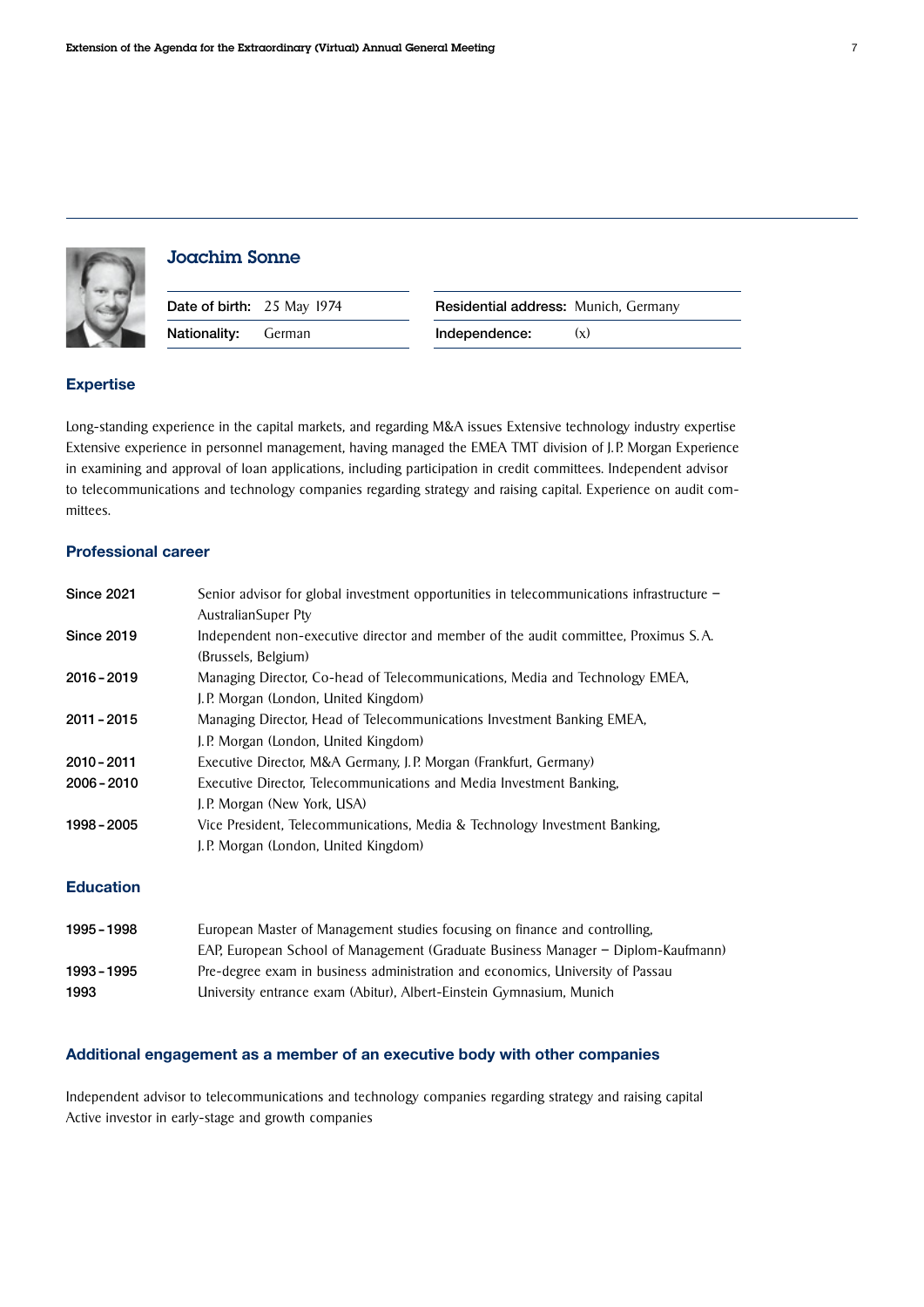## Joachim Sonne

| | | | |
|---|---|---|---|
| **Date of birth:** | 25 May 1974 | **Residential address:** | Munich, Germany |
| **Nationality:** | German | **Independence:** | (x) |

### Expertise

Long-standing experience in the capital markets, and regarding M&A issues Extensive technology industry expertise Extensive experience in personnel management, having managed the EMEA TMT division of J. P. Morgan Experience in examining and approval of loan applications, including participation in credit committees. Independent advisor to telecommunications and technology companies regarding strategy and raising capital. Experience on audit committees.

### Professional career

| | |
|---|---|
| **Since 2021** | Senior advisor for global investment opportunities in telecommunications infrastructure – AustralianSuper Pty |
| **Since 2019** | Independent non-executive director and member of the audit committee, Proximus S. A. (Brussels, Belgium) |
| **2016 - 2019** | Managing Director, Co-head of Telecommunications, Media and Technology EMEA, J. P. Morgan (London, United Kingdom) |
| **2011 - 2015** | Managing Director, Head of Telecommunications Investment Banking EMEA, J. P. Morgan (London, United Kingdom) |
| **2010 - 2011** | Executive Director, M&A Germany, J. P. Morgan (Frankfurt, Germany) |
| **2006 - 2010** | Executive Director, Telecommunications and Media Investment Banking, J. P. Morgan (New York, USA) |
| **1998 - 2005** | Vice President, Telecommunications, Media & Technology Investment Banking, J. P. Morgan (London, United Kingdom) |

### Education

| | |
|---|---|
| **1995 - 1998** | European Master of Management studies focusing on finance and controlling, EAP, European School of Management (Graduate Business Manager – Diplom-Kaufmann) |
| **1993 - 1995** | Pre-degree exam in business administration and economics, University of Passau |
| **1993** | University entrance exam (Abitur), Albert-Einstein Gymnasium, Munich |

### Additional engagement as a member of an executive body with other companies

Independent advisor to telecommunications and technology companies regarding strategy and raising capital
Active investor in early-stage and growth companies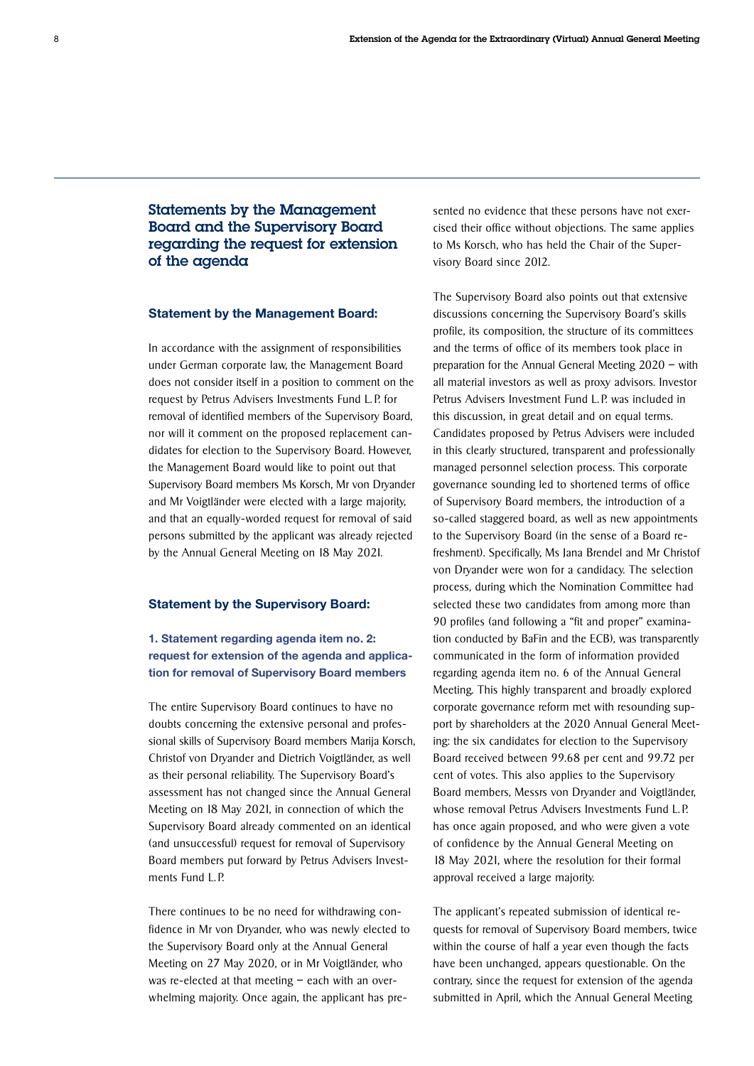## Statements by the Management Board and the Supervisory Board regarding the request for extension of the agenda

### Statement by the Management Board:

In accordance with the assignment of responsibilities under German corporate law, the Management Board does not consider itself in a position to comment on the request by Petrus Advisers Investments Fund L. P. for removal of identified members of the Supervisory Board, nor will it comment on the proposed replacement candidates for election to the Supervisory Board. However, the Management Board would like to point out that Supervisory Board members Ms Korsch, Mr von Dryander and Mr Voigtländer were elected with a large majority, and that an equally-worded request for removal of said persons submitted by the applicant was already rejected by the Annual General Meeting on 18 May 2021.

### Statement by the Supervisory Board:

#### 1. Statement regarding agenda item no. 2: request for extension of the agenda and application for removal of Supervisory Board members

The entire Supervisory Board continues to have no doubts concerning the extensive personal and professional skills of Supervisory Board members Marija Korsch, Christof von Dryander and Dietrich Voigtländer, as well as their personal reliability. The Supervisory Board's assessment has not changed since the Annual General Meeting on 18 May 2021, in connection of which the Supervisory Board already commented on an identical (and unsuccessful) request for removal of Supervisory Board members put forward by Petrus Advisers Investments Fund L. P.

There continues to be no need for withdrawing confidence in Mr von Dryander, who was newly elected to the Supervisory Board only at the Annual General Meeting on 27 May 2020, or in Mr Voigtländer, who was re-elected at that meeting – each with an overwhelming majority. Once again, the applicant has presented no evidence that these persons have not exercised their office without objections. The same applies to Ms Korsch, who has held the Chair of the Supervisory Board since 2012.

The Supervisory Board also points out that extensive discussions concerning the Supervisory Board's skills profile, its composition, the structure of its committees and the terms of office of its members took place in preparation for the Annual General Meeting 2020 – with all material investors as well as proxy advisors. Investor Petrus Advisers Investment Fund L. P. was included in this discussion, in great detail and on equal terms. Candidates proposed by Petrus Advisers were included in this clearly structured, transparent and professionally managed personnel selection process. This corporate governance sounding led to shortened terms of office of Supervisory Board members, the introduction of a so-called staggered board, as well as new appointments to the Supervisory Board (in the sense of a Board refreshment). Specifically, Ms Jana Brendel and Mr Christof von Dryander were won for a candidacy. The selection process, during which the Nomination Committee had selected these two candidates from among more than 90 profiles (and following a "fit and proper" examination conducted by BaFin and the ECB), was transparently communicated in the form of information provided regarding agenda item no. 6 of the Annual General Meeting. This highly transparent and broadly explored corporate governance reform met with resounding support by shareholders at the 2020 Annual General Meeting: the six candidates for election to the Supervisory Board received between 99.68 per cent and 99.72 per cent of votes. This also applies to the Supervisory Board members, Messrs von Dryander and Voigtländer, whose removal Petrus Advisers Investments Fund L. P. has once again proposed, and who were given a vote of confidence by the Annual General Meeting on 18 May 2021, where the resolution for their formal approval received a large majority.

The applicant's repeated submission of identical requests for removal of Supervisory Board members, twice within the course of half a year even though the facts have been unchanged, appears questionable. On the contrary, since the request for extension of the agenda submitted in April, which the Annual General Meeting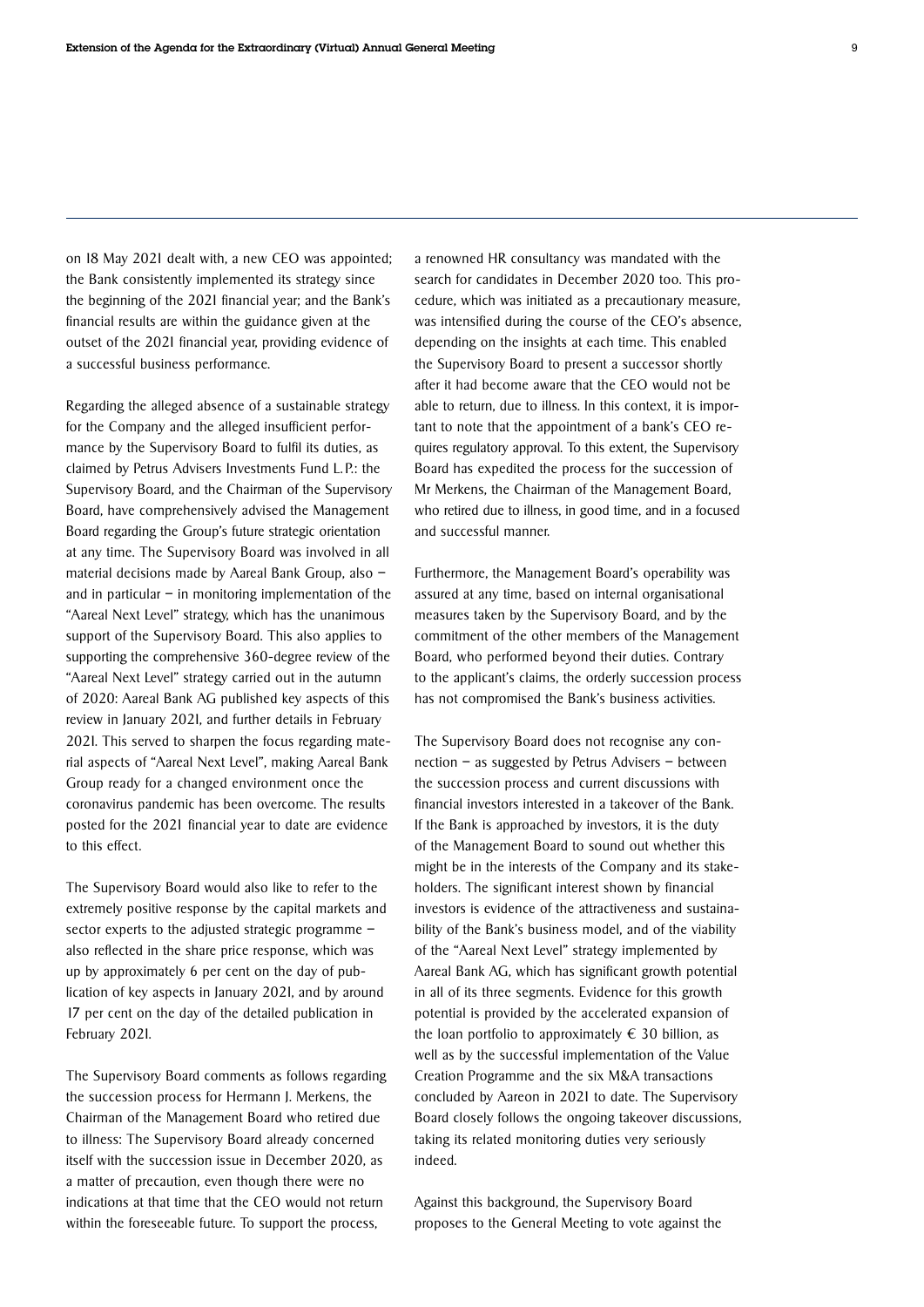on 18 May 2021 dealt with, a new CEO was appointed; the Bank consistently implemented its strategy since the beginning of the 2021 financial year; and the Bank's financial results are within the guidance given at the outset of the 2021 financial year, providing evidence of a successful business performance.

Regarding the alleged absence of a sustainable strategy for the Company and the alleged insufficient performance by the Supervisory Board to fulfil its duties, as claimed by Petrus Advisers Investments Fund L.P.: the Supervisory Board, and the Chairman of the Supervisory Board, have comprehensively advised the Management Board regarding the Group's future strategic orientation at any time. The Supervisory Board was involved in all material decisions made by Aareal Bank Group, also – and in particular – in monitoring implementation of the "Aareal Next Level" strategy, which has the unanimous support of the Supervisory Board. This also applies to supporting the comprehensive 360-degree review of the "Aareal Next Level" strategy carried out in the autumn of 2020: Aareal Bank AG published key aspects of this review in January 2021, and further details in February 2021. This served to sharpen the focus regarding material aspects of "Aareal Next Level", making Aareal Bank Group ready for a changed environment once the coronavirus pandemic has been overcome. The results posted for the 2021 financial year to date are evidence to this effect.

The Supervisory Board would also like to refer to the extremely positive response by the capital markets and sector experts to the adjusted strategic programme – also reflected in the share price response, which was up by approximately 6 per cent on the day of publication of key aspects in January 2021, and by around 17 per cent on the day of the detailed publication in February 2021.

The Supervisory Board comments as follows regarding the succession process for Hermann J. Merkens, the Chairman of the Management Board who retired due to illness: The Supervisory Board already concerned itself with the succession issue in December 2020, as a matter of precaution, even though there were no indications at that time that the CEO would not return within the foreseeable future. To support the process, a renowned HR consultancy was mandated with the search for candidates in December 2020 too. This procedure, which was initiated as a precautionary measure, was intensified during the course of the CEO's absence, depending on the insights at each time. This enabled the Supervisory Board to present a successor shortly after it had become aware that the CEO would not be able to return, due to illness. In this context, it is important to note that the appointment of a bank's CEO requires regulatory approval. To this extent, the Supervisory Board has expedited the process for the succession of Mr Merkens, the Chairman of the Management Board, who retired due to illness, in good time, and in a focused and successful manner.

Furthermore, the Management Board's operability was assured at any time, based on internal organisational measures taken by the Supervisory Board, and by the commitment of the other members of the Management Board, who performed beyond their duties. Contrary to the applicant's claims, the orderly succession process has not compromised the Bank's business activities.

The Supervisory Board does not recognise any connection – as suggested by Petrus Advisers – between the succession process and current discussions with financial investors interested in a takeover of the Bank. If the Bank is approached by investors, it is the duty of the Management Board to sound out whether this might be in the interests of the Company and its stakeholders. The significant interest shown by financial investors is evidence of the attractiveness and sustainability of the Bank's business model, and of the viability of the "Aareal Next Level" strategy implemented by Aareal Bank AG, which has significant growth potential in all of its three segments. Evidence for this growth potential is provided by the accelerated expansion of the loan portfolio to approximately € 30 billion, as well as by the successful implementation of the Value Creation Programme and the six M&A transactions concluded by Aareon in 2021 to date. The Supervisory Board closely follows the ongoing takeover discussions, taking its related monitoring duties very seriously indeed.

Against this background, the Supervisory Board proposes to the General Meeting to vote against the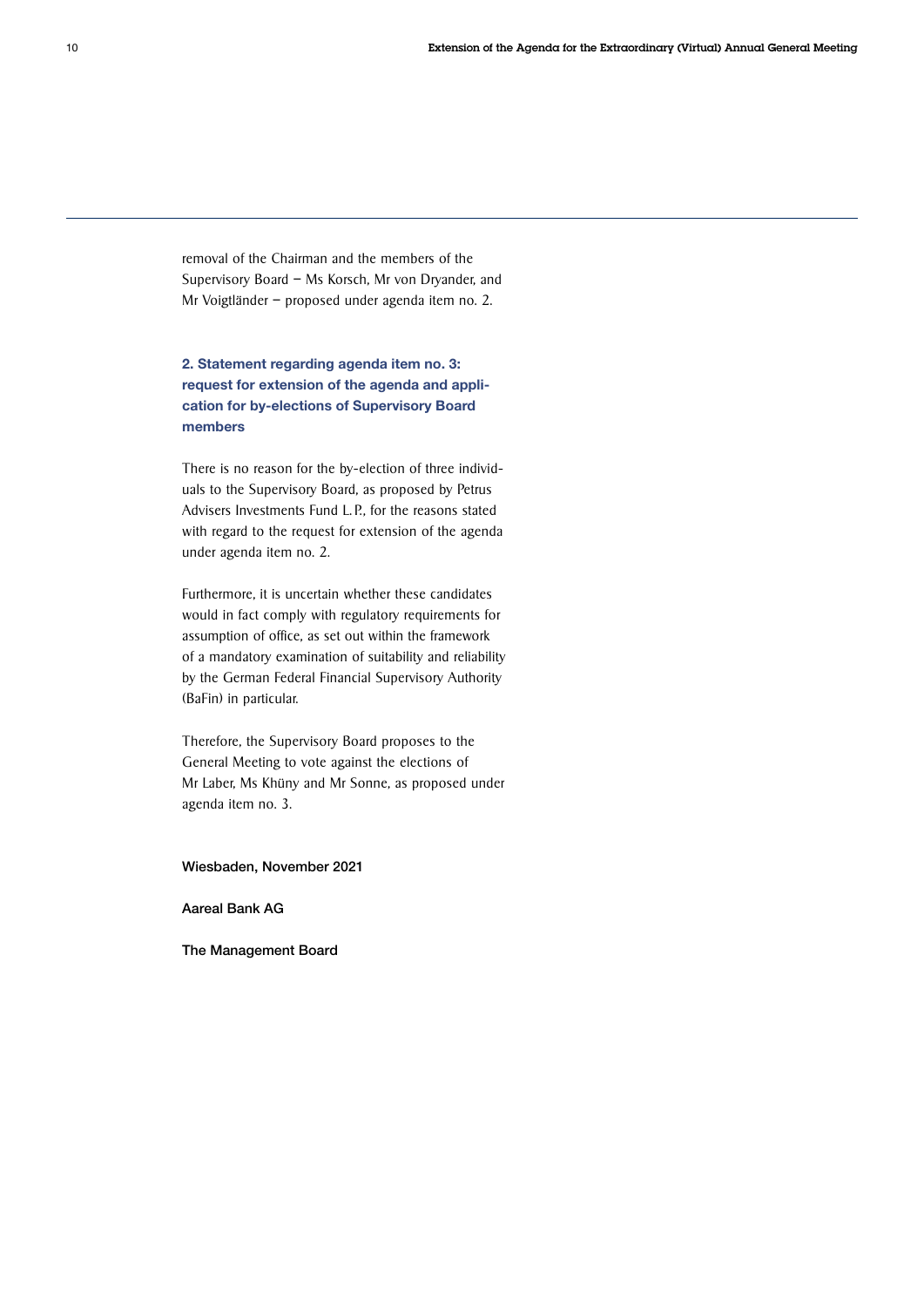removal of the Chairman and the members of the Supervisory Board – Ms Korsch, Mr von Dryander, and Mr Voigtländer – proposed under agenda item no. 2.

### 2. Statement regarding agenda item no. 3: request for extension of the agenda and application for by-elections of Supervisory Board members

There is no reason for the by-election of three individuals to the Supervisory Board, as proposed by Petrus Advisers Investments Fund L. P., for the reasons stated with regard to the request for extension of the agenda under agenda item no. 2.

Furthermore, it is uncertain whether these candidates would in fact comply with regulatory requirements for assumption of office, as set out within the framework of a mandatory examination of suitability and reliability by the German Federal Financial Supervisory Authority (BaFin) in particular.

Therefore, the Supervisory Board proposes to the General Meeting to vote against the elections of Mr Laber, Ms Khüny and Mr Sonne, as proposed under agenda item no. 3.

**Wiesbaden, November 2021**

**Aareal Bank AG**

**The Management Board**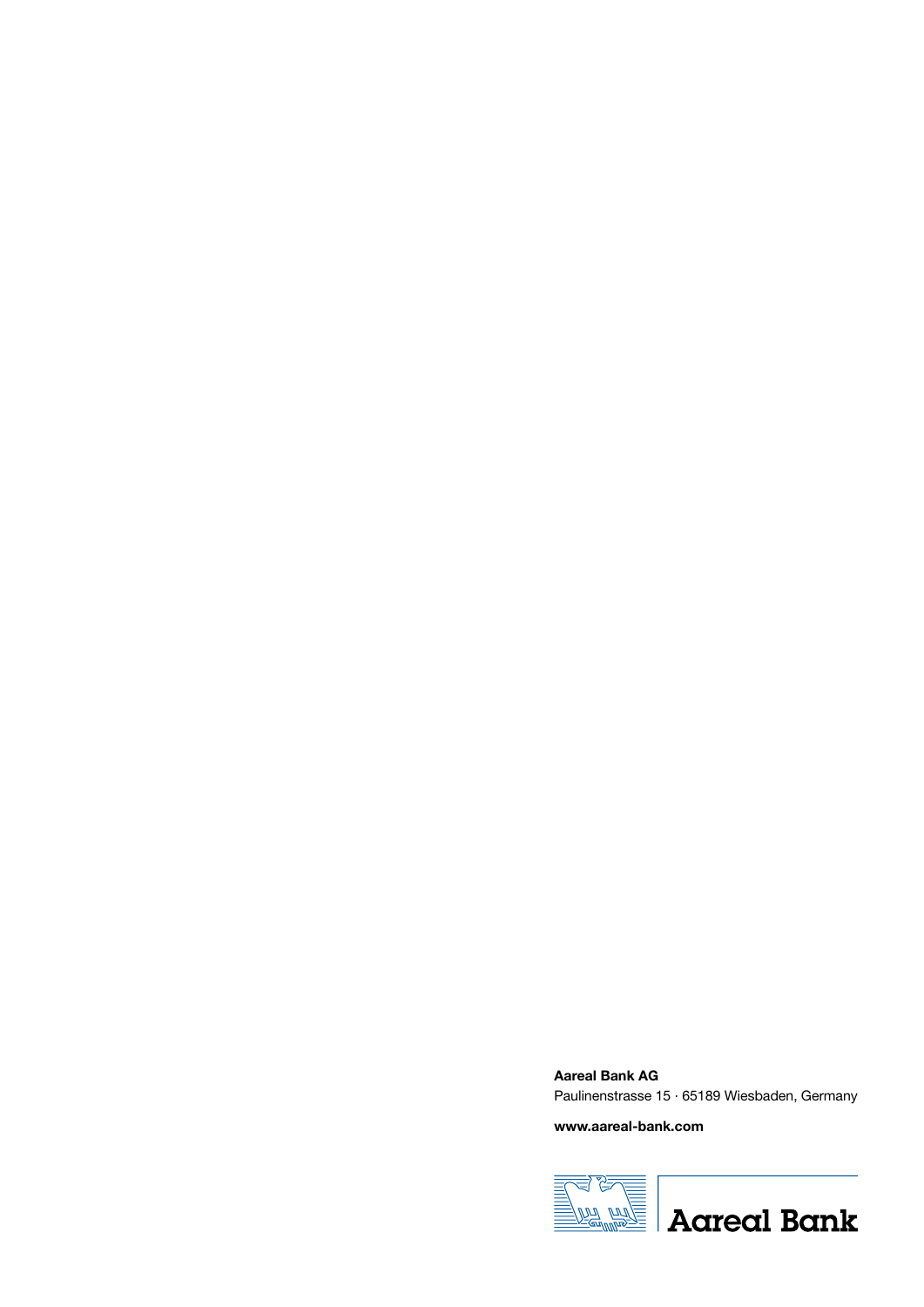**Aareal Bank AG**
Paulinenstrasse 15 · 65189 Wiesbaden, Germany

**www.aareal-bank.com**

Aareal Bank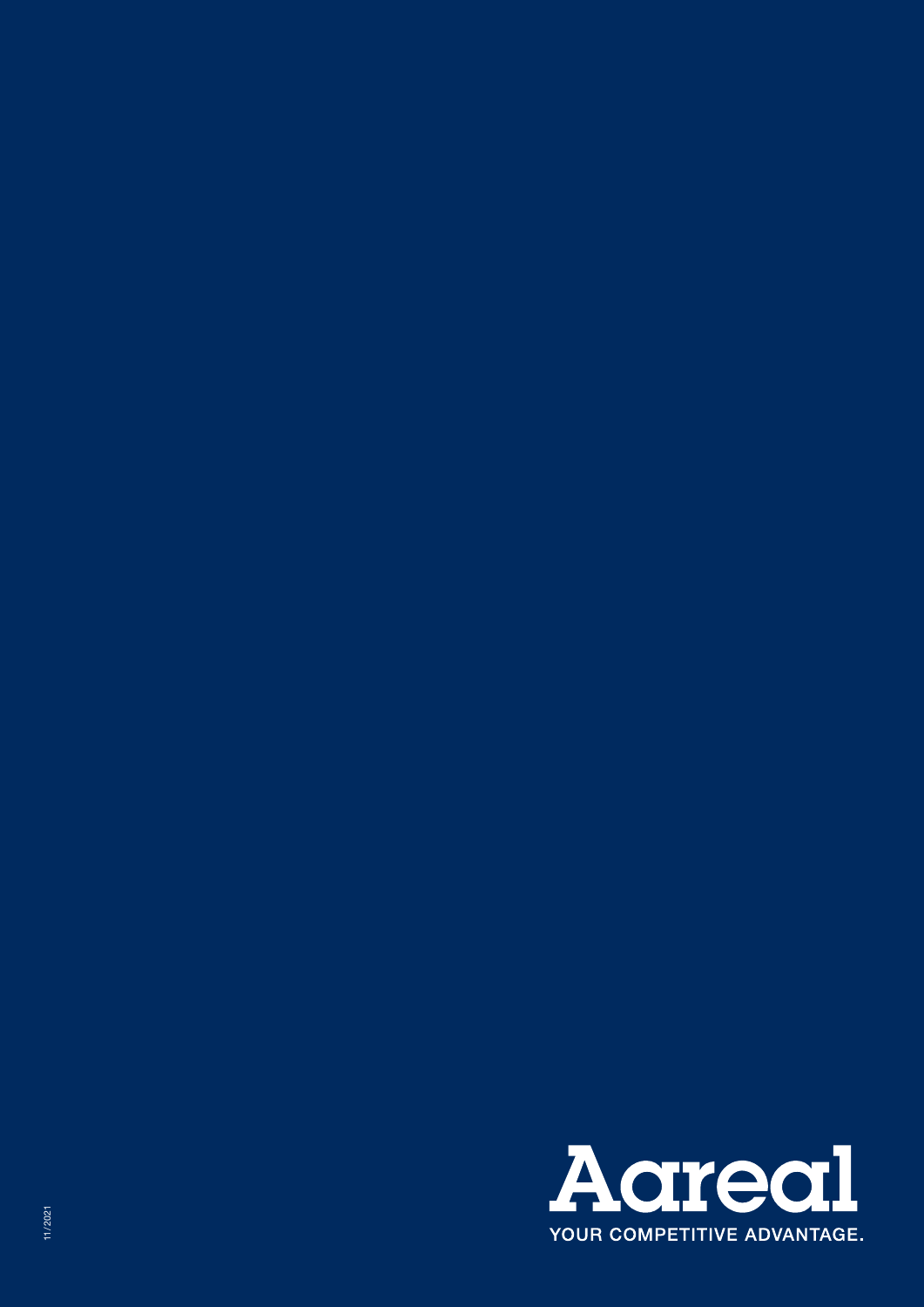11/2021

Aareal

YOUR COMPETITIVE ADVANTAGE.